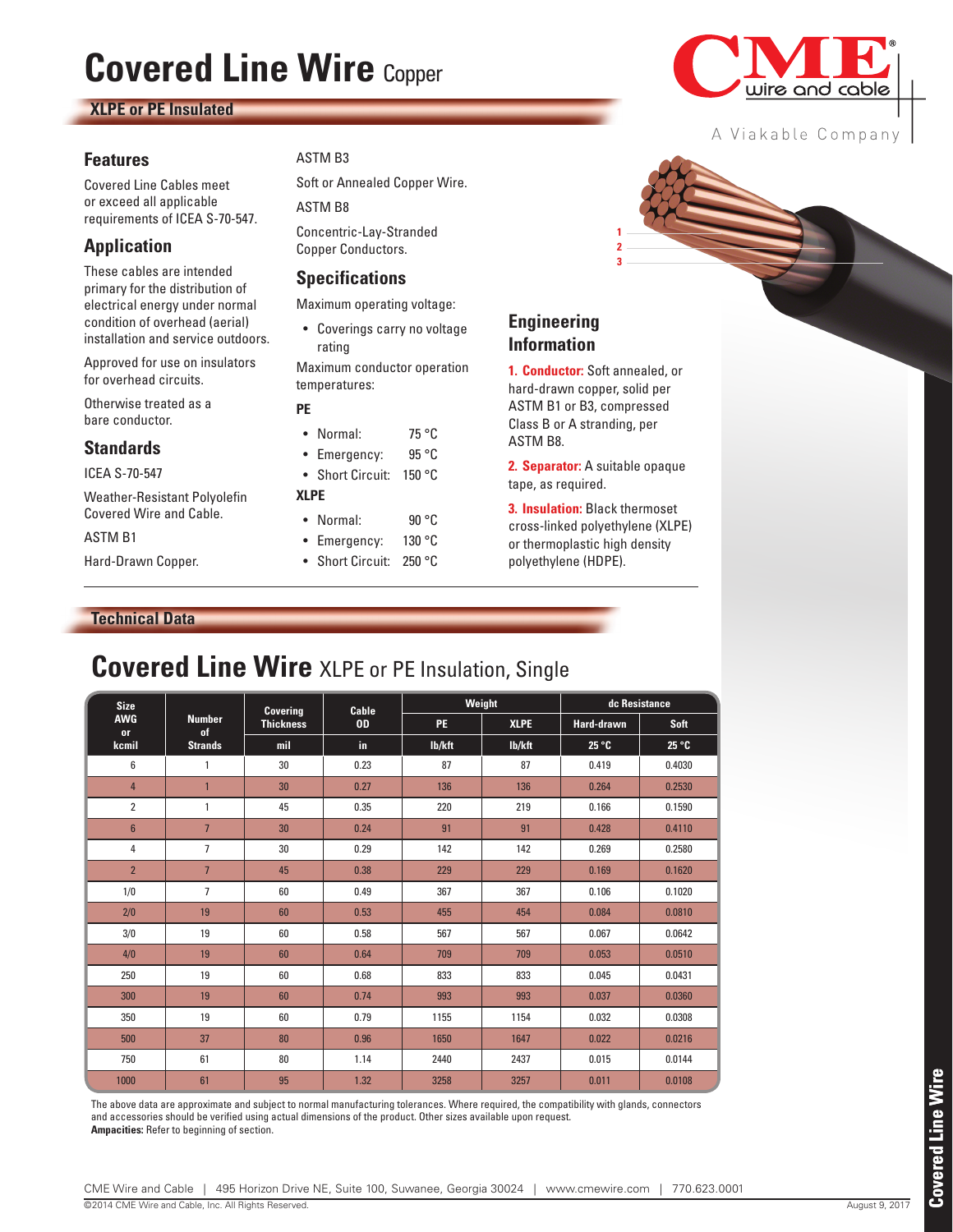# Covered Line Wire Copper

**XLPE or PE Insulated**

A Viakable Company

## Features

Covered Line Cables meet or exceed all applicable requirements of ICEA S-70-547.

## Application

These cables are intended primary for the distribution of electrical energy under normal condition of overhead (aerial) installation and service outdoors.

Approved for use on insulators for overhead circuits.

Otherwise treated as a bare conductor.

## Standards

ICEA S-70-547

Weather-Resistant Polyolefin Covered Wire and Cable.

ASTM B1

Hard-Drawn Copper.

ASTM B3

Soft or Annealed Copper Wire.

ASTM B8

Concentric-Lay-Stranded Copper Conductors.

## Specifications

Maximum operating voltage:

- Coverings carry no voltage rating

Maximum conductor operation temperatures:

**PE**

- Normal: 75 °C
- Emergency: 95 °C
- Short Circuit: 150 °C

**XLPE**

- Normal: 90 °C
- Emergency: 130 °C
- Short Circuit: 250 °C

## Engineering Information

**1. Conductor:** Soft annealed, or hard-drawn copper, solid per ASTM B1 or B3, compressed Class B or A stranding, per ASTM B8.

**2. Separator:** A suitable opaque tape, as required.

**3. Insulation:** Black thermoset cross-linked polyethylene (XLPE) or thermoplastic high density polyethylene (HDPE).

**Technical Data**

## Covered Line Wire XLPE or PE Insulation, Single

| Size AWG or kcmil | Number of Strands | Covering Thickness mil | Cable OD in | Weight PE lb/kft | Weight XLPE lb/kft | dc Resistance Hard-drawn 25 °C | dc Resistance Soft 25 °C |
|---|---|---|---|---|---|---|---|
| 6 | 1 | 30 | 0.23 | 87 | 87 | 0.419 | 0.4030 |
| 4 | 1 | 30 | 0.27 | 136 | 136 | 0.264 | 0.2530 |
| 2 | 1 | 45 | 0.35 | 220 | 219 | 0.166 | 0.1590 |
| 6 | 7 | 30 | 0.24 | 91 | 91 | 0.428 | 0.4110 |
| 4 | 7 | 30 | 0.29 | 142 | 142 | 0.269 | 0.2580 |
| 2 | 7 | 45 | 0.38 | 229 | 229 | 0.169 | 0.1620 |
| 1/0 | 7 | 60 | 0.49 | 367 | 367 | 0.106 | 0.1020 |
| 2/0 | 19 | 60 | 0.53 | 455 | 454 | 0.084 | 0.0810 |
| 3/0 | 19 | 60 | 0.58 | 567 | 567 | 0.067 | 0.0642 |
| 4/0 | 19 | 60 | 0.64 | 709 | 709 | 0.053 | 0.0510 |
| 250 | 19 | 60 | 0.68 | 833 | 833 | 0.045 | 0.0431 |
| 300 | 19 | 60 | 0.74 | 993 | 993 | 0.037 | 0.0360 |
| 350 | 19 | 60 | 0.79 | 1155 | 1154 | 0.032 | 0.0308 |
| 500 | 37 | 80 | 0.96 | 1650 | 1647 | 0.022 | 0.0216 |
| 750 | 61 | 80 | 1.14 | 2440 | 2437 | 0.015 | 0.0144 |
| 1000 | 61 | 95 | 1.32 | 3258 | 3257 | 0.011 | 0.0108 |

The above data are approximate and subject to normal manufacturing tolerances. Where required, the compatibility with glands, connectors and accessories should be verified using actual dimensions of the product. Other sizes available upon request.

**Ampacities:** Refer to beginning of section.

CME Wire and Cable | 495 Horizon Drive NE, Suite 100, Suwanee, Georgia 30024 | www.cmewire.com | 770.623.0001

©2014 CME Wire and Cable, Inc. All Rights Reserved. August 9, 2017